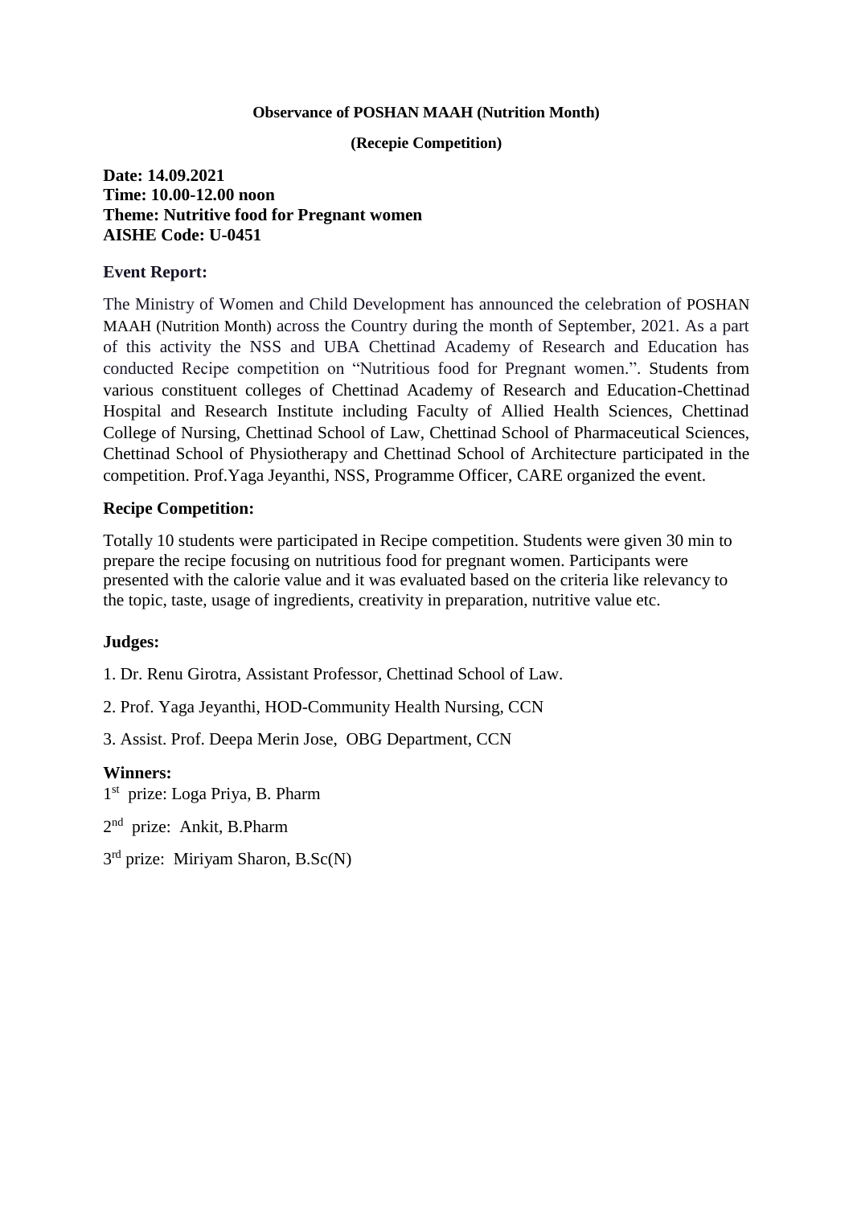**Observance of POSHAN MAAH (Nutrition Month)**

**(Recepie Competition)**

**Date: 14.09.2021**
**Time: 10.00-12.00 noon**
**Theme: Nutritive food for Pregnant women**
**AISHE Code: U-0451**

### Event Report:

The Ministry of Women and Child Development has announced the celebration of POSHAN MAAH (Nutrition Month) across the Country during the month of September, 2021. As a part of this activity the NSS and UBA Chettinad Academy of Research and Education has conducted Recipe competition on "Nutritious food for Pregnant women.". Students from various constituent colleges of Chettinad Academy of Research and Education-Chettinad Hospital and Research Institute including Faculty of Allied Health Sciences, Chettinad College of Nursing, Chettinad School of Law, Chettinad School of Pharmaceutical Sciences, Chettinad School of Physiotherapy and Chettinad School of Architecture participated in the competition. Prof.Yaga Jeyanthi, NSS, Programme Officer, CARE organized the event.

### Recipe Competition:

Totally 10 students were participated in Recipe competition. Students were given 30 min to prepare the recipe focusing on nutritious food for pregnant women. Participants were presented with the calorie value and it was evaluated based on the criteria like relevancy to the topic, taste, usage of ingredients, creativity in preparation, nutritive value etc.

### Judges:

1. Dr. Renu Girotra, Assistant Professor, Chettinad School of Law.
2. Prof. Yaga Jeyanthi, HOD-Community Health Nursing, CCN
3. Assist. Prof. Deepa Merin Jose, OBG Department, CCN

### Winners:

1st prize: Loga Priya, B. Pharm

2nd prize: Ankit, B.Pharm

3rd prize: Miriyam Sharon, B.Sc(N)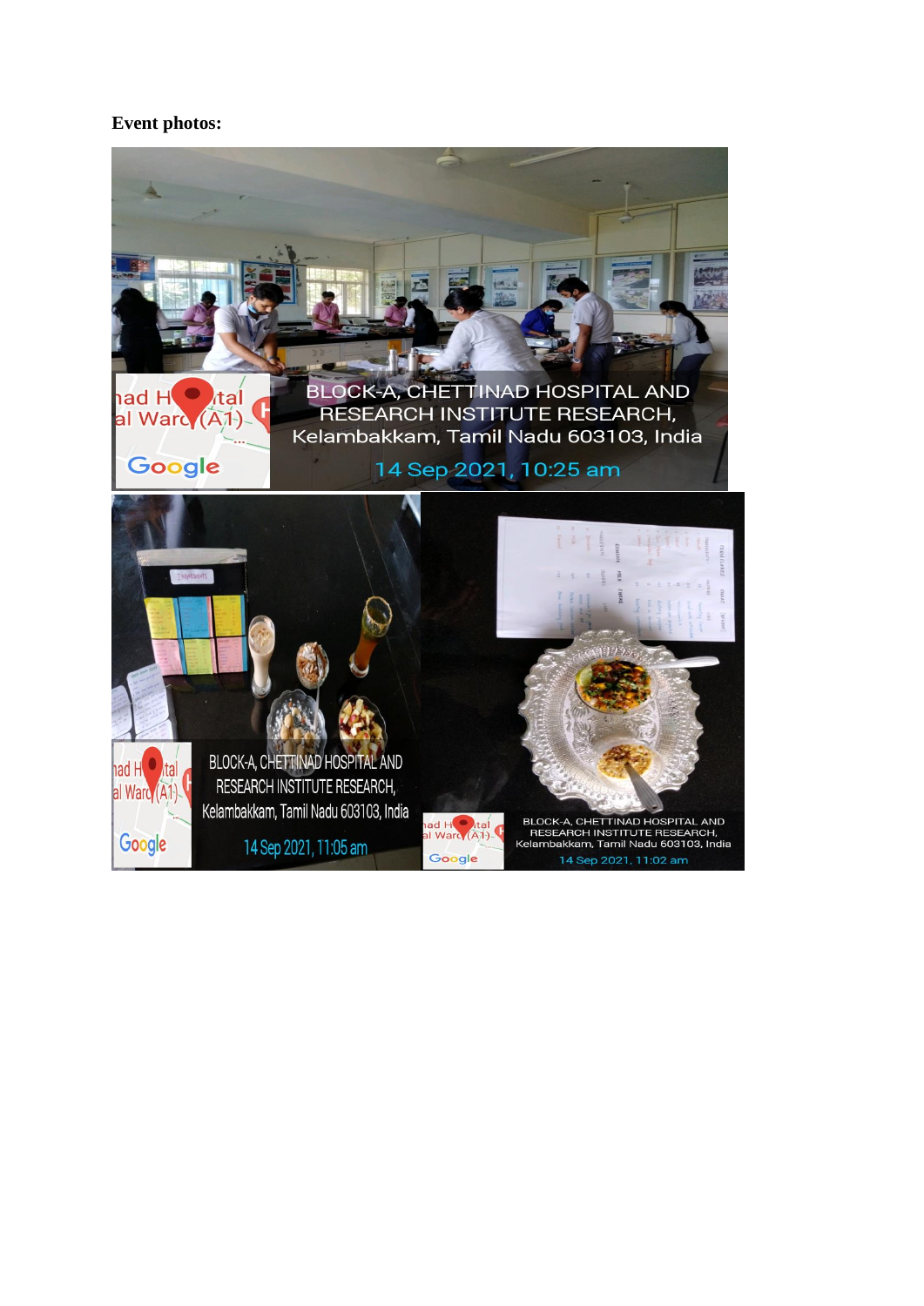**Event photos:**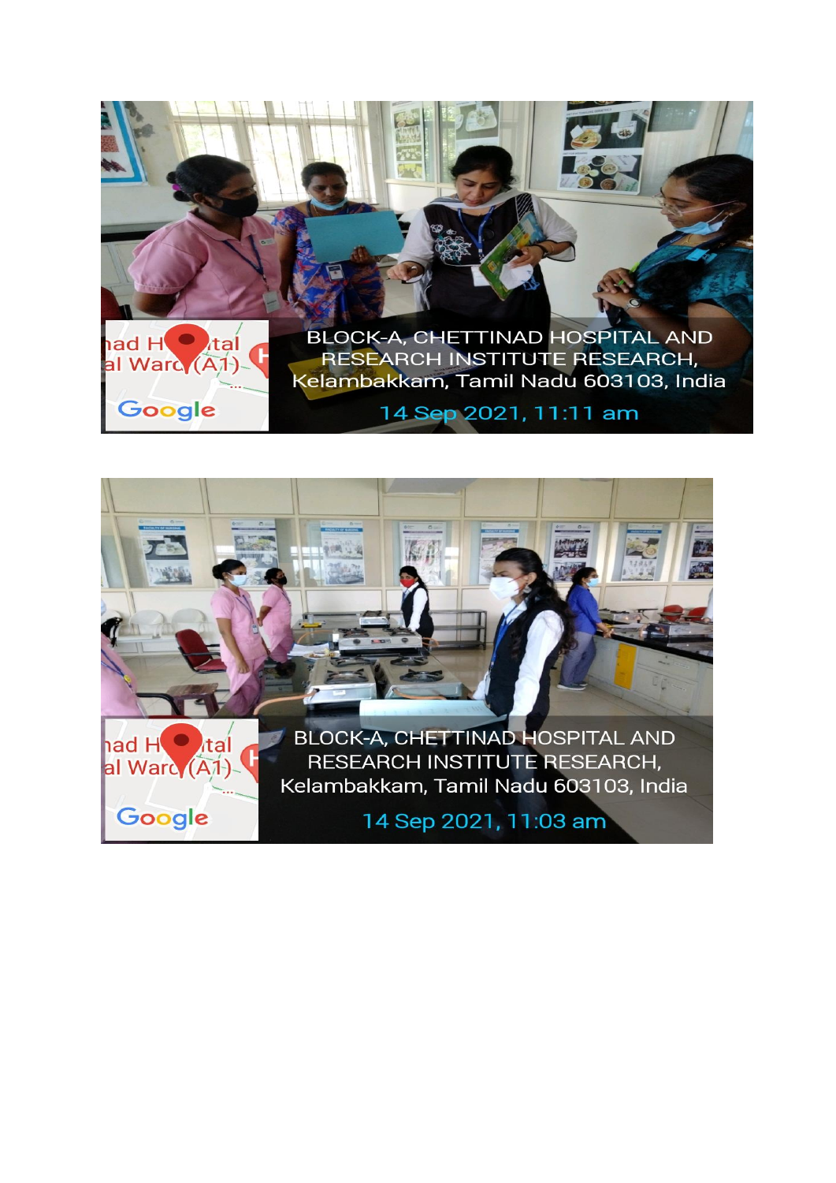BLOCK-A, CHETTINAD HOSPITAL AND RESEARCH INSTITUTE RESEARCH, Kelambakkam, Tamil Nadu 603103, India

14 Sep 2021, 11:11 am

BLOCK-A, CHETTINAD HOSPITAL AND RESEARCH INSTITUTE RESEARCH, Kelambakkam, Tamil Nadu 603103, India

14 Sep 2021, 11:03 am